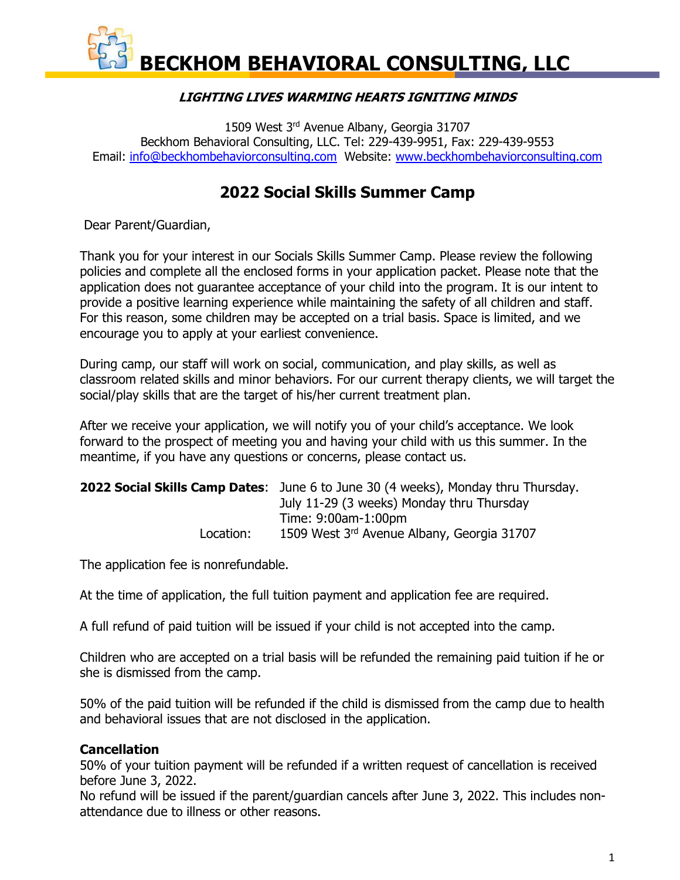# BECKHOM BEHAVIORAL CONSULTING, LLC

***LIGHTING LIVES WARMING HEARTS IGNITING MINDS***

1509 West 3rd Avenue Albany, Georgia 31707
Beckhom Behavioral Consulting, LLC. Tel: 229-439-9951, Fax: 229-439-9553
Email: info@beckhombehaviorconsulting.com Website: www.beckhombehaviorconsulting.com

## 2022 Social Skills Summer Camp

Dear Parent/Guardian,

Thank you for your interest in our Socials Skills Summer Camp. Please review the following policies and complete all the enclosed forms in your application packet. Please note that the application does not guarantee acceptance of your child into the program. It is our intent to provide a positive learning experience while maintaining the safety of all children and staff. For this reason, some children may be accepted on a trial basis. Space is limited, and we encourage you to apply at your earliest convenience.

During camp, our staff will work on social, communication, and play skills, as well as classroom related skills and minor behaviors. For our current therapy clients, we will target the social/play skills that are the target of his/her current treatment plan.

After we receive your application, we will notify you of your child's acceptance. We look forward to the prospect of meeting you and having your child with us this summer. In the meantime, if you have any questions or concerns, please contact us.

**2022 Social Skills Camp Dates**: June 6 to June 30 (4 weeks), Monday thru Thursday.
July 11-29 (3 weeks) Monday thru Thursday
Time: 9:00am-1:00pm
Location: 1509 West 3rd Avenue Albany, Georgia 31707

The application fee is nonrefundable.

At the time of application, the full tuition payment and application fee are required.

A full refund of paid tuition will be issued if your child is not accepted into the camp.

Children who are accepted on a trial basis will be refunded the remaining paid tuition if he or she is dismissed from the camp.

50% of the paid tuition will be refunded if the child is dismissed from the camp due to health and behavioral issues that are not disclosed in the application.

**Cancellation**
50% of your tuition payment will be refunded if a written request of cancellation is received before June 3, 2022.
No refund will be issued if the parent/guardian cancels after June 3, 2022. This includes non-attendance due to illness or other reasons.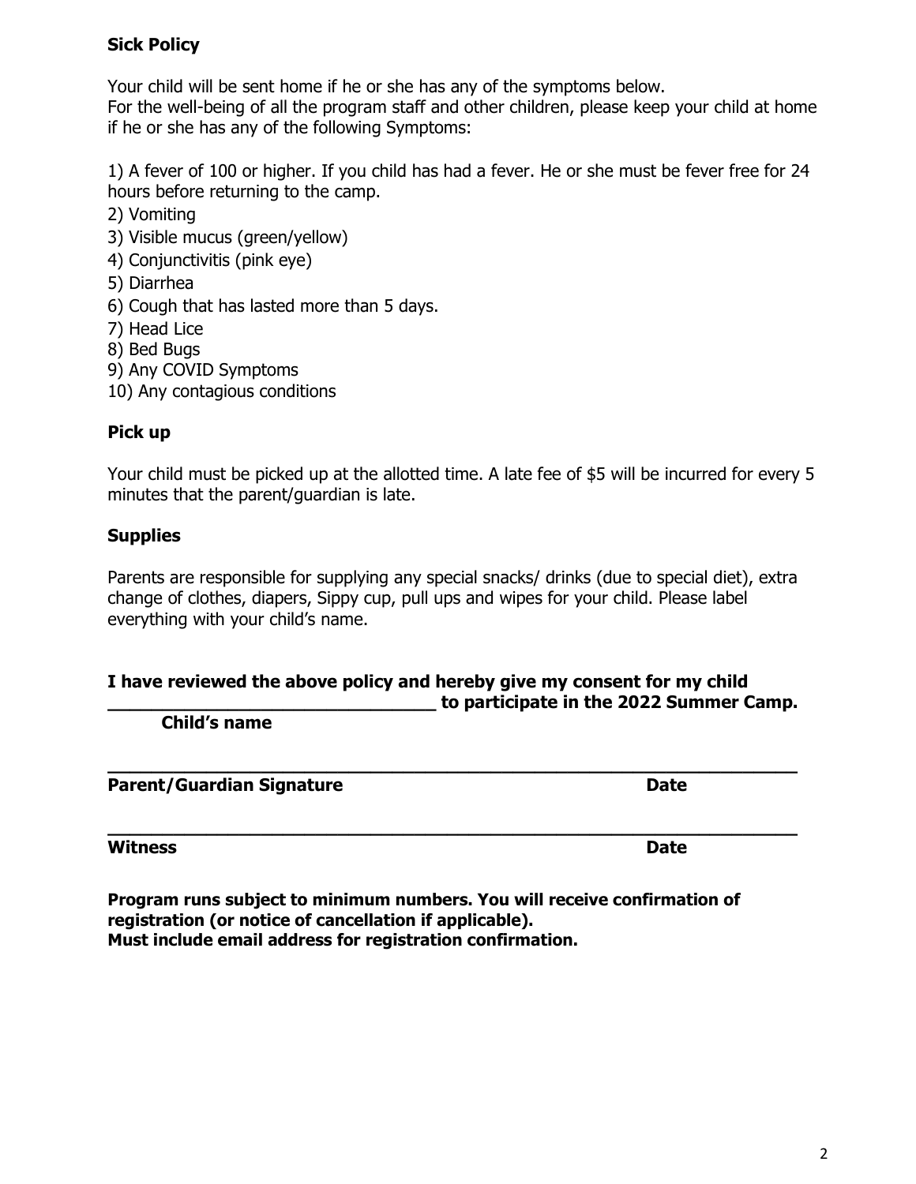**Sick Policy**

Your child will be sent home if he or she has any of the symptoms below.
For the well-being of all the program staff and other children, please keep your child at home if he or she has any of the following Symptoms:

1) A fever of 100 or higher. If you child has had a fever. He or she must be fever free for 24 hours before returning to the camp.
2) Vomiting
3) Visible mucus (green/yellow)
4) Conjunctivitis (pink eye)
5) Diarrhea
6) Cough that has lasted more than 5 days.
7) Head Lice
8) Bed Bugs
9) Any COVID Symptoms
10) Any contagious conditions

**Pick up**

Your child must be picked up at the allotted time. A late fee of $5 will be incurred for every 5 minutes that the parent/guardian is late.

**Supplies**

Parents are responsible for supplying any special snacks/ drinks (due to special diet), extra change of clothes, diapers, Sippy cup, pull ups and wipes for your child. Please label everything with your child's name.

**I have reviewed the above policy and hereby give my consent for my child \_\_\_\_\_\_\_\_\_\_\_\_\_\_\_\_\_\_\_\_\_\_\_\_\_\_\_\_\_\_\_\_ to participate in the 2022 Summer Camp.**
**Child's name**

\_\_\_\_\_\_\_\_\_\_\_\_\_\_\_\_\_\_\_\_\_\_\_\_\_\_\_\_\_\_\_\_\_\_\_\_\_\_\_\_\_\_\_\_\_\_\_\_\_\_\_\_\_\_\_\_\_\_\_\_\_\_\_\_
**Parent/Guardian Signature** **Date**

\_\_\_\_\_\_\_\_\_\_\_\_\_\_\_\_\_\_\_\_\_\_\_\_\_\_\_\_\_\_\_\_\_\_\_\_\_\_\_\_\_\_\_\_\_\_\_\_\_\_\_\_\_\_\_\_\_\_\_\_\_\_\_\_
**Witness** **Date**

**Program runs subject to minimum numbers. You will receive confirmation of registration (or notice of cancellation if applicable).**
**Must include email address for registration confirmation.**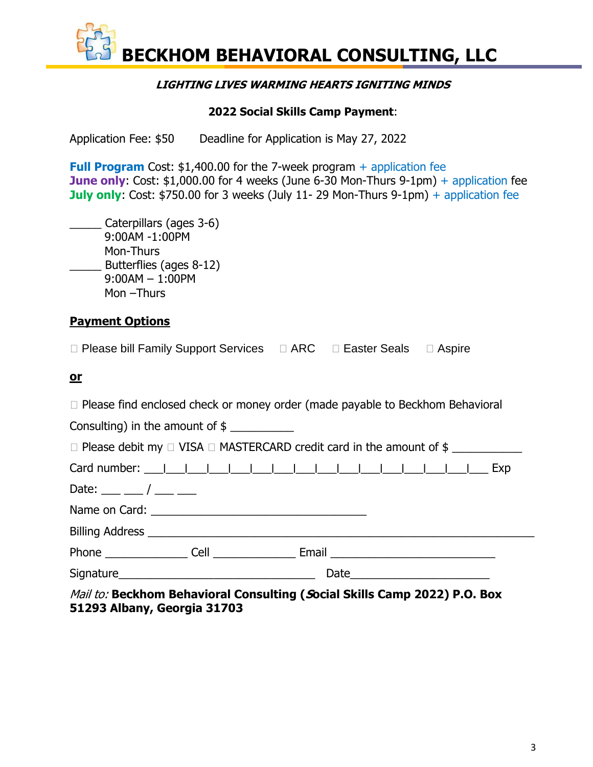# BECKHOM BEHAVIORAL CONSULTING, LLC

***LIGHTING LIVES WARMING HEARTS IGNITING MINDS***

**2022 Social Skills Camp Payment**:

Application Fee: $50    Deadline for Application is May 27, 2022

**Full Program** Cost: $1,400.00 for the 7-week program + application fee
**June only**: Cost: $1,000.00 for 4 weeks (June 6-30 Mon-Thurs 9-1pm) + application fee
**July only**: Cost: $750.00 for 3 weeks (July 11- 29 Mon-Thurs 9-1pm) + application fee

_____ Caterpillars (ages 3-6)
9:00AM -1:00PM
Mon-Thurs

_____ Butterflies (ages 8-12)
9:00AM – 1:00PM
Mon –Thurs

**Payment Options**

☐ Please bill Family Support Services   ☐ ARC   ☐ Easter Seals   ☐ Aspire

**or**

☐ Please find enclosed check or money order (made payable to Beckhom Behavioral Consulting) in the amount of $ __________

☐ Please debit my ☐ VISA ☐ MASTERCARD credit card in the amount of $ ___________

Card number: ___|___|___|___|___|___|___|___|___|___|___|___|___|___|___|___ Exp

Date: ___ ___ / ___ ___

Name on Card: ___________________________________

Billing Address ______________________________________________________________

Phone ______________ Cell ______________ Email ___________________________

Signature________________________________ Date_______________________

*Mail to:* **Beckhom Behavioral Consulting (Social Skills Camp 2022) P.O. Box 51293 Albany, Georgia 31703**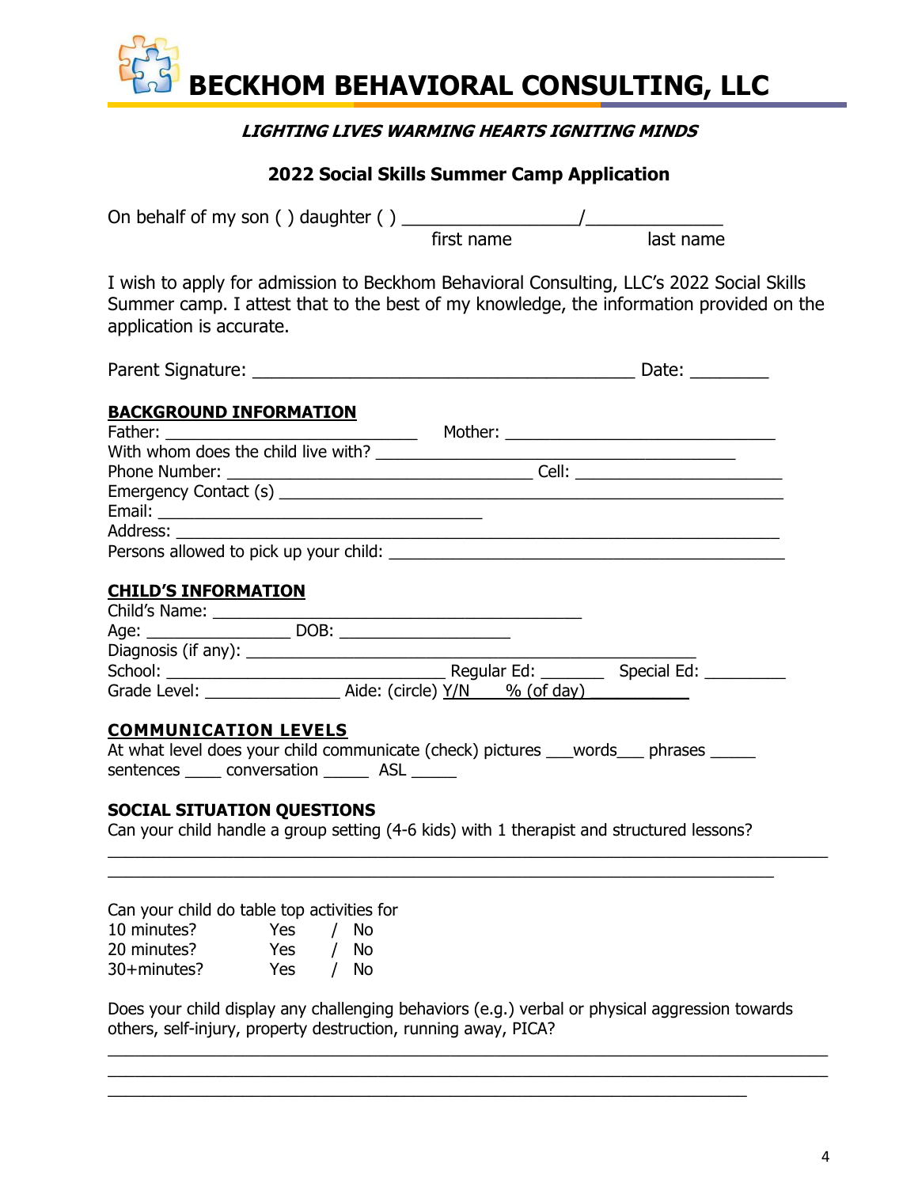# BECKHOM BEHAVIORAL CONSULTING, LLC

***LIGHTING LIVES WARMING HEARTS IGNITING MINDS***

**2022 Social Skills Summer Camp Application**

On behalf of my son ( ) daughter ( ) __________________/______________
first name last name

I wish to apply for admission to Beckhom Behavioral Consulting, LLC's 2022 Social Skills Summer camp. I attest that to the best of my knowledge, the information provided on the application is accurate.

Parent Signature: ________________________________________ Date: ________

**BACKGROUND INFORMATION**

Father: ___________________________ Mother: _____________________________
With whom does the child live with? ________________________________________
Phone Number: _________________________________ Cell: ______________________
Emergency Contact (s) ______________________________________________________
Email: ____________________________________
Address: __________________________________________________________________
Persons allowed to pick up your child: _______________________________________

**CHILD'S INFORMATION**

Child's Name: ________________________________________
Age: ________________ DOB: ___________________
Diagnosis (if any): __________________________________________________
School: _______________________________ Regular Ed: _______ Special Ed: _________
Grade Level: _______________ Aide: (circle) Y/N % (of day) ___________

**COMMUNICATION LEVELS**

At what level does your child communicate (check) pictures ___words___ phrases _____ sentences ____ conversation _____ ASL _____

**SOCIAL SITUATION QUESTIONS**

Can your child handle a group setting (4-6 kids) with 1 therapist and structured lessons?
_________________________________________________________________________________
___________________________________________________________________________

Can your child do table top activities for

| | | | |
|---|---|---|---|
| 10 minutes? | Yes | / | No |
| 20 minutes? | Yes | / | No |
| 30+minutes? | Yes | / | No |

Does your child display any challenging behaviors (e.g.) verbal or physical aggression towards others, self-injury, property destruction, running away, PICA?
_________________________________________________________________________________
_________________________________________________________________________________
_________________________________________________________________________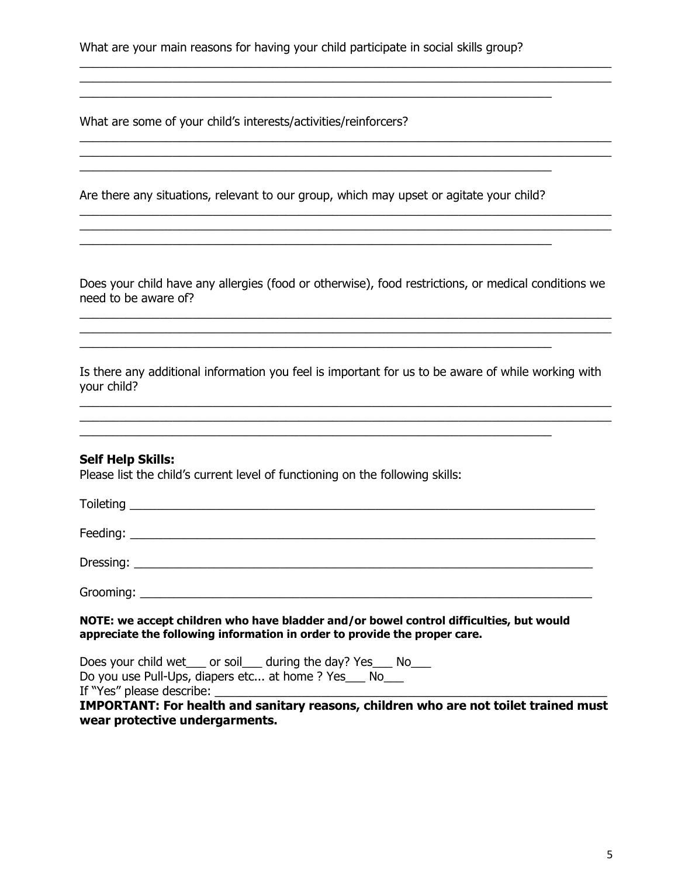What are your main reasons for having your child participate in social skills group?

___________________________________________________________________________
___________________________________________________________________________
_________________________________________________________________

What are some of your child's interests/activities/reinforcers?

___________________________________________________________________________
___________________________________________________________________________
_________________________________________________________________

Are there any situations, relevant to our group, which may upset or agitate your child?

___________________________________________________________________________
___________________________________________________________________________
_________________________________________________________________

Does your child have any allergies (food or otherwise), food restrictions, or medical conditions we need to be aware of?

___________________________________________________________________________
___________________________________________________________________________
_________________________________________________________________

Is there any additional information you feel is important for us to be aware of while working with your child?

___________________________________________________________________________
___________________________________________________________________________
_________________________________________________________________

**Self Help Skills:**

Please list the child's current level of functioning on the following skills:

Toileting ___________________________________________________________________

Feeding: ___________________________________________________________________

Dressing: __________________________________________________________________

Grooming: _________________________________________________________________

**NOTE: we accept children who have bladder and/or bowel control difficulties, but would appreciate the following information in order to provide the proper care.**

Does your child wet___ or soil___ during the day? Yes___ No___

Do you use Pull-Ups, diapers etc... at home ? Yes___ No___

If "Yes" please describe: ______________________________________________________

**IMPORTANT: For health and sanitary reasons, children who are not toilet trained must wear protective undergarments.**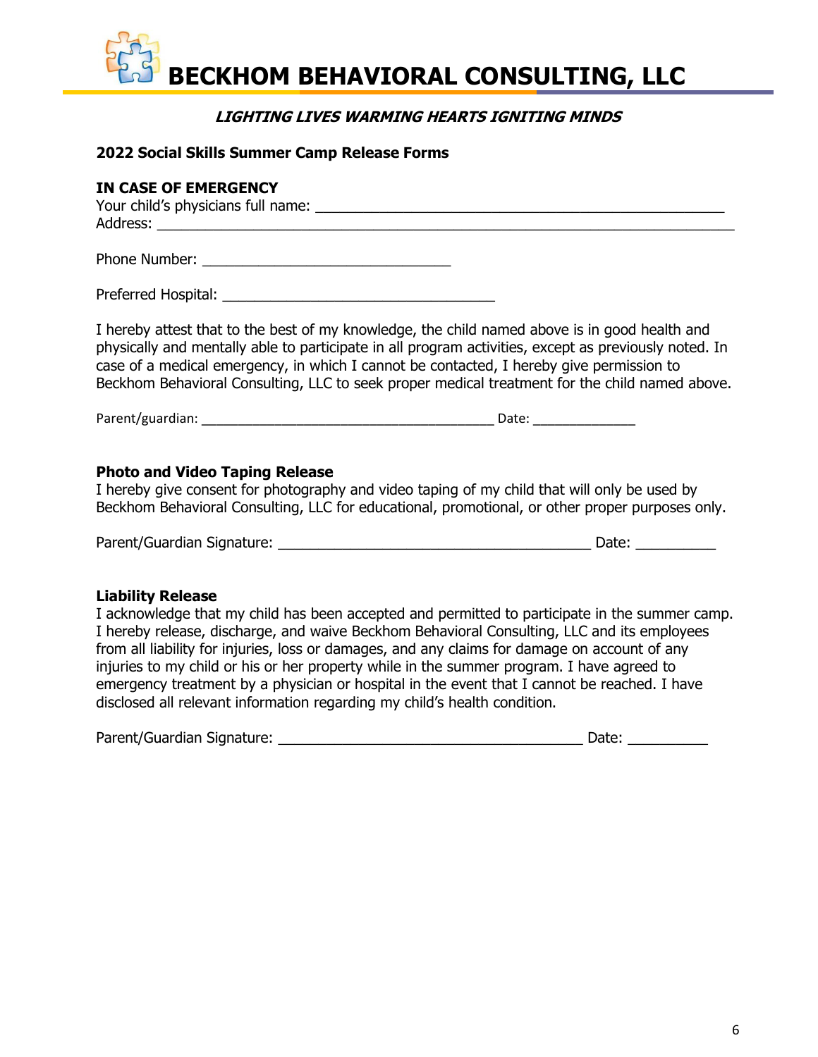# BECKHOM BEHAVIORAL CONSULTING, LLC

***LIGHTING LIVES WARMING HEARTS IGNITING MINDS***

**2022 Social Skills Summer Camp Release Forms**

**IN CASE OF EMERGENCY**

Your child's physicians full name: ___________________________________________________

Address: ____________________________________________________________________________

Phone Number: _______________________________

Preferred Hospital: __________________________________

I hereby attest that to the best of my knowledge, the child named above is in good health and physically and mentally able to participate in all program activities, except as previously noted. In case of a medical emergency, in which I cannot be contacted, I hereby give permission to Beckhom Behavioral Consulting, LLC to seek proper medical treatment for the child named above.

Parent/guardian: _________________________________________ Date: ______________

**Photo and Video Taping Release**

I hereby give consent for photography and video taping of my child that will only be used by Beckhom Behavioral Consulting, LLC for educational, promotional, or other proper purposes only.

Parent/Guardian Signature: _______________________________________ Date: __________

**Liability Release**

I acknowledge that my child has been accepted and permitted to participate in the summer camp. I hereby release, discharge, and waive Beckhom Behavioral Consulting, LLC and its employees from all liability for injuries, loss or damages, and any claims for damage on account of any injuries to my child or his or her property while in the summer program. I have agreed to emergency treatment by a physician or hospital in the event that I cannot be reached. I have disclosed all relevant information regarding my child's health condition.

Parent/Guardian Signature: ______________________________________ Date: __________